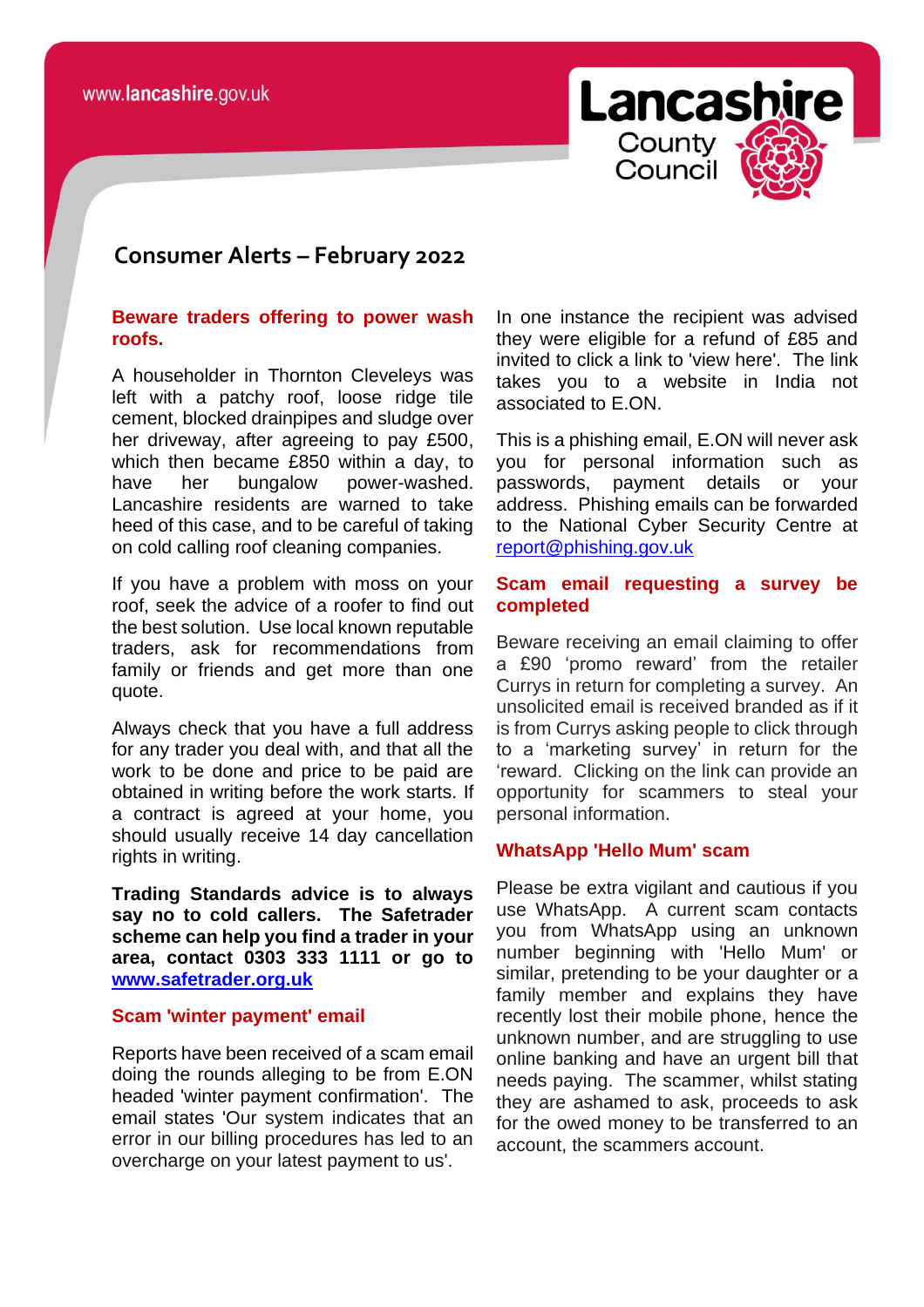# Consumer Alerts – February 2022

## Beware traders offering to power wash roofs.

A householder in Thornton Cleveleys was left with a patchy roof, loose ridge tile cement, blocked drainpipes and sludge over her driveway, after agreeing to pay £500, which then became £850 within a day, to have her bungalow power-washed. Lancashire residents are warned to take heed of this case, and to be careful of taking on cold calling roof cleaning companies.

If you have a problem with moss on your roof, seek the advice of a roofer to find out the best solution. Use local known reputable traders, ask for recommendations from family or friends and get more than one quote.

Always check that you have a full address for any trader you deal with, and that all the work to be done and price to be paid are obtained in writing before the work starts. If a contract is agreed at your home, you should usually receive 14 day cancellation rights in writing.

**Trading Standards advice is to always say no to cold callers. The Safetrader scheme can help you find a trader in your area, contact 0303 333 1111 or go to [www.safetrader.org.uk](http://www.safetrader.org.uk)**

## Scam 'winter payment' email

Reports have been received of a scam email doing the rounds alleging to be from E.ON headed 'winter payment confirmation'. The email states 'Our system indicates that an error in our billing procedures has led to an overcharge on your latest payment to us'.

In one instance the recipient was advised they were eligible for a refund of £85 and invited to click a link to 'view here'. The link takes you to a website in India not associated to E.ON.

This is a phishing email, E.ON will never ask you for personal information such as passwords, payment details or your address. Phishing emails can be forwarded to the National Cyber Security Centre at [report@phishing.gov.uk](mailto:report@phishing.gov.uk)

## Scam email requesting a survey be completed

Beware receiving an email claiming to offer a £90 'promo reward' from the retailer Currys in return for completing a survey. An unsolicited email is received branded as if it is from Currys asking people to click through to a 'marketing survey' in return for the 'reward. Clicking on the link can provide an opportunity for scammers to steal your personal information.

## WhatsApp 'Hello Mum' scam

Please be extra vigilant and cautious if you use WhatsApp. A current scam contacts you from WhatsApp using an unknown number beginning with 'Hello Mum' or similar, pretending to be your daughter or a family member and explains they have recently lost their mobile phone, hence the unknown number, and are struggling to use online banking and have an urgent bill that needs paying. The scammer, whilst stating they are ashamed to ask, proceeds to ask for the owed money to be transferred to an account, the scammers account.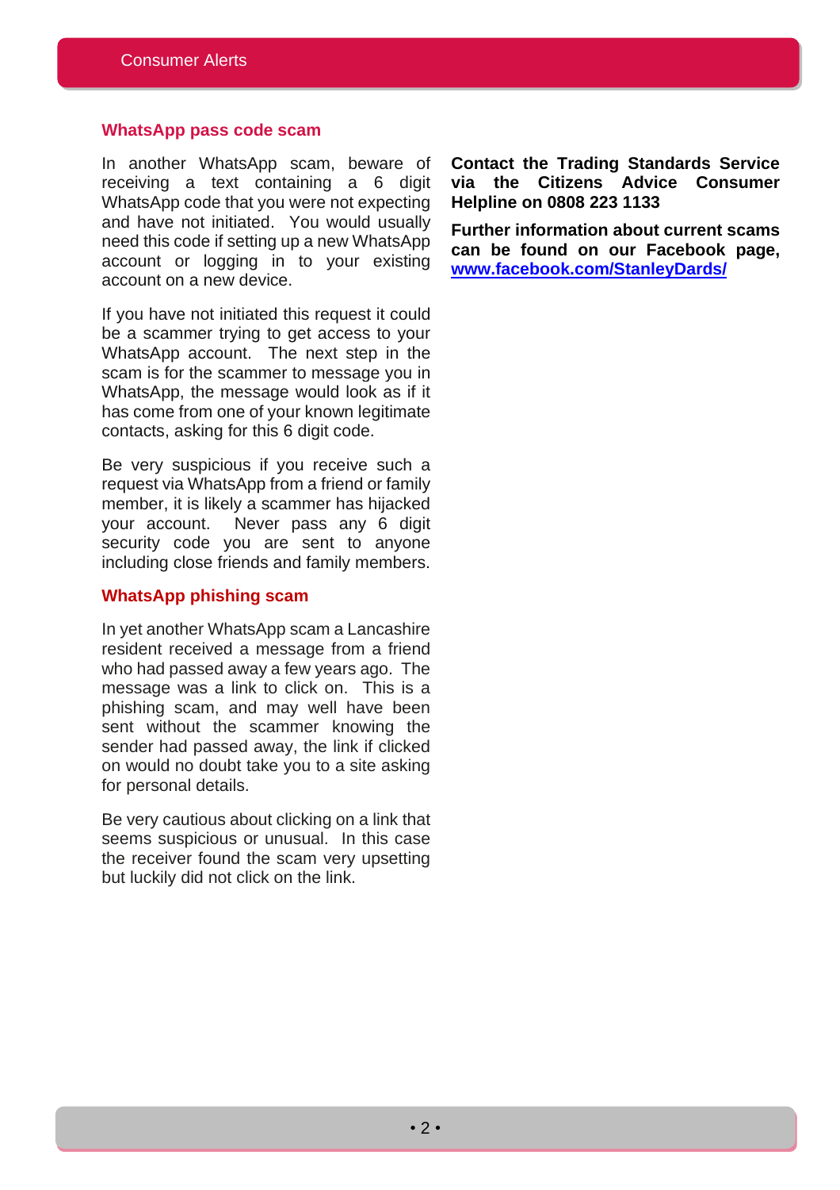## WhatsApp pass code scam

In another WhatsApp scam, beware of receiving a text containing a 6 digit WhatsApp code that you were not expecting and have not initiated. You would usually need this code if setting up a new WhatsApp account or logging in to your existing account on a new device.

If you have not initiated this request it could be a scammer trying to get access to your WhatsApp account. The next step in the scam is for the scammer to message you in WhatsApp, the message would look as if it has come from one of your known legitimate contacts, asking for this 6 digit code.

Be very suspicious if you receive such a request via WhatsApp from a friend or family member, it is likely a scammer has hijacked your account. Never pass any 6 digit security code you are sent to anyone including close friends and family members.

## WhatsApp phishing scam

In yet another WhatsApp scam a Lancashire resident received a message from a friend who had passed away a few years ago. The message was a link to click on. This is a phishing scam, and may well have been sent without the scammer knowing the sender had passed away, the link if clicked on would no doubt take you to a site asking for personal details.

Be very cautious about clicking on a link that seems suspicious or unusual. In this case the receiver found the scam very upsetting but luckily did not click on the link.

**Contact the Trading Standards Service via the Citizens Advice Consumer Helpline on 0808 223 1133**

**Further information about current scams can be found on our Facebook page, [www.facebook.com/StanleyDards/](www.facebook.com/StanleyDards/)**